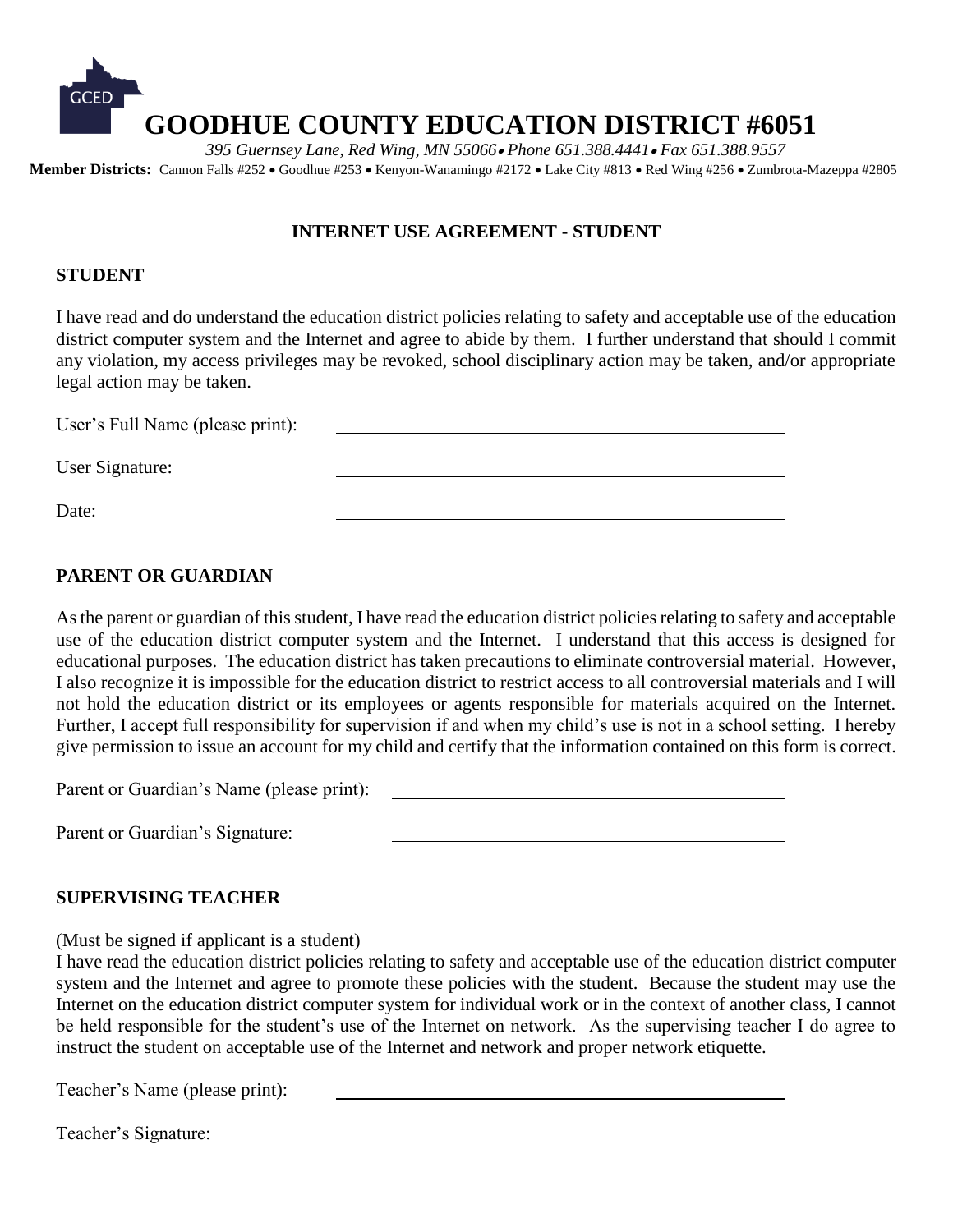# GOODHUE COUNTY EDUCATION DISTRICT #6051

*395 Guernsey Lane, Red Wing, MN 55066 • Phone 651.388.4441 • Fax 651.388.9557*

**Member Districts:** Cannon Falls #252 • Goodhue #253 • Kenyon-Wanamingo #2172 • Lake City #813 • Red Wing #256 • Zumbrota-Mazeppa #2805

## INTERNET USE AGREEMENT - STUDENT

### STUDENT

I have read and do understand the education district policies relating to safety and acceptable use of the education district computer system and the Internet and agree to abide by them. I further understand that should I commit any violation, my access privileges may be revoked, school disciplinary action may be taken, and/or appropriate legal action may be taken.

User's Full Name (please print): ______________________________

User Signature: ______________________________

Date: ______________________________

### PARENT OR GUARDIAN

As the parent or guardian of this student, I have read the education district policies relating to safety and acceptable use of the education district computer system and the Internet. I understand that this access is designed for educational purposes. The education district has taken precautions to eliminate controversial material. However, I also recognize it is impossible for the education district to restrict access to all controversial materials and I will not hold the education district or its employees or agents responsible for materials acquired on the Internet. Further, I accept full responsibility for supervision if and when my child's use is not in a school setting. I hereby give permission to issue an account for my child and certify that the information contained on this form is correct.

Parent or Guardian's Name (please print): ______________________________

Parent or Guardian's Signature: ______________________________

### SUPERVISING TEACHER

(Must be signed if applicant is a student)
I have read the education district policies relating to safety and acceptable use of the education district computer system and the Internet and agree to promote these policies with the student. Because the student may use the Internet on the education district computer system for individual work or in the context of another class, I cannot be held responsible for the student's use of the Internet on network. As the supervising teacher I do agree to instruct the student on acceptable use of the Internet and network and proper network etiquette.

Teacher's Name (please print): ______________________________

Teacher's Signature: ______________________________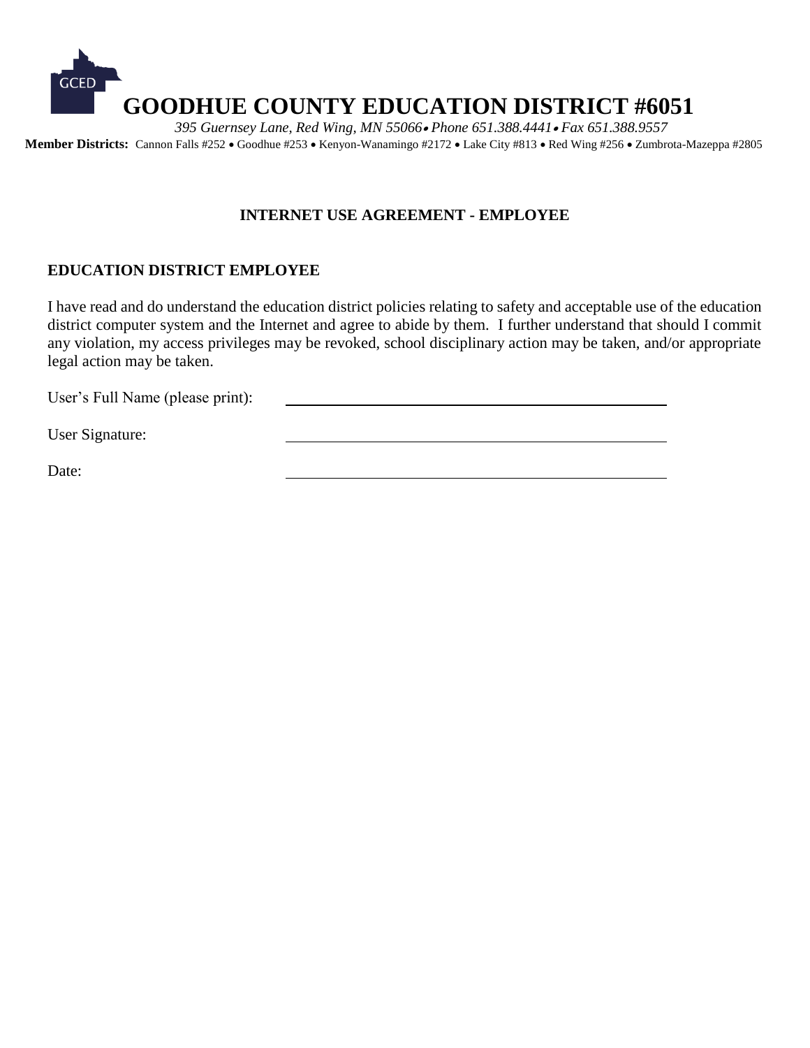# GOODHUE COUNTY EDUCATION DISTRICT #6051

*395 Guernsey Lane, Red Wing, MN 55066 • Phone 651.388.4441 • Fax 651.388.9557*

**Member Districts:** Cannon Falls #252 • Goodhue #253 • Kenyon-Wanamingo #2172 • Lake City #813 • Red Wing #256 • Zumbrota-Mazeppa #2805

## INTERNET USE AGREEMENT - EMPLOYEE

### EDUCATION DISTRICT EMPLOYEE

I have read and do understand the education district policies relating to safety and acceptable use of the education district computer system and the Internet and agree to abide by them. I further understand that should I commit any violation, my access privileges may be revoked, school disciplinary action may be taken, and/or appropriate legal action may be taken.

User's Full Name (please print): ______________________________

User Signature: ______________________________

Date: ______________________________